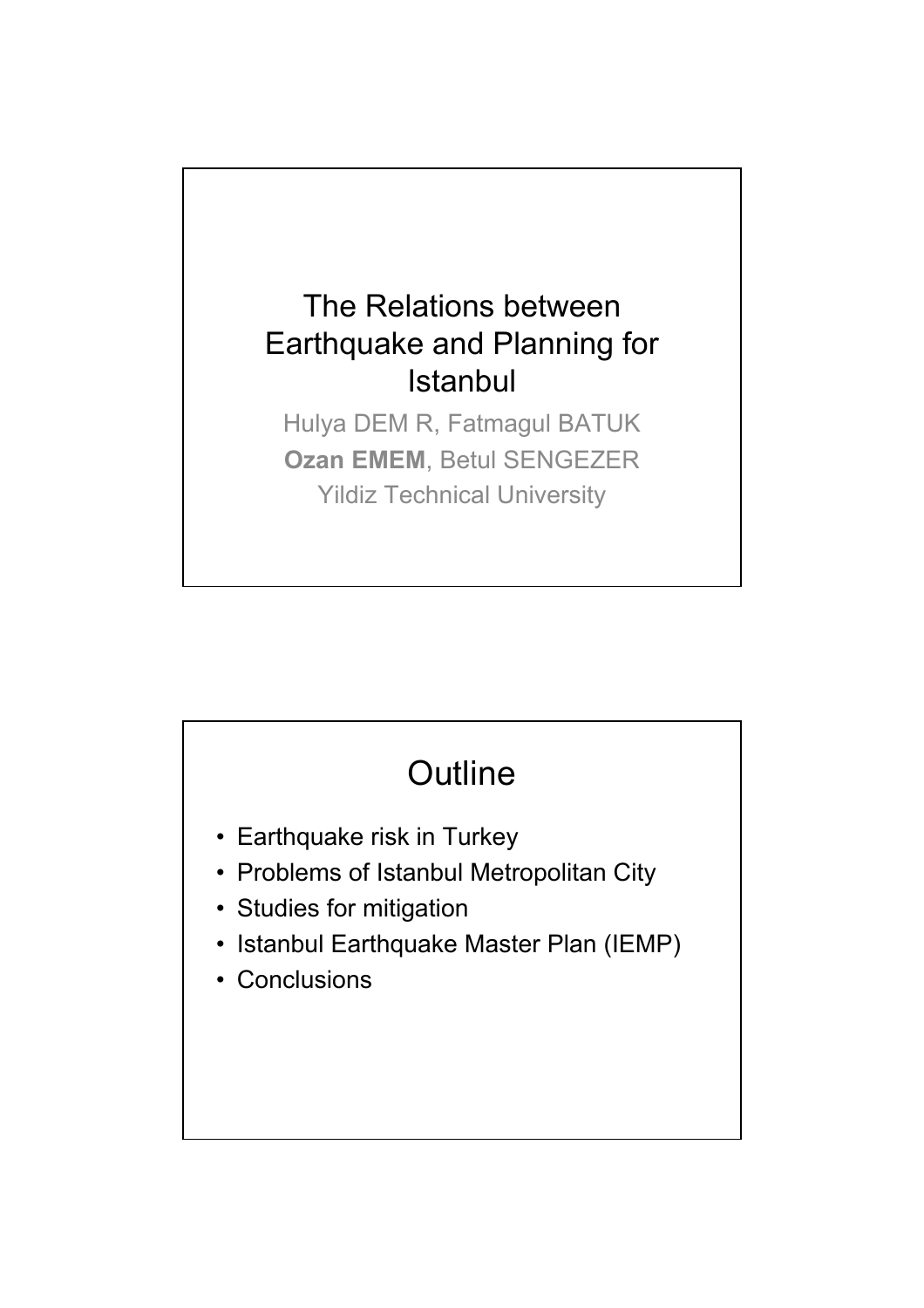# The Relations between Earthquake and Planning for Istanbul

Hulya DEM R, Fatmagul BATUK

**Ozan EMEM**, Betul SENGEZER

Yildiz Technical University

## Outline

- Earthquake risk in Turkey
- Problems of Istanbul Metropolitan City
- Studies for mitigation
- Istanbul Earthquake Master Plan (IEMP)
- Conclusions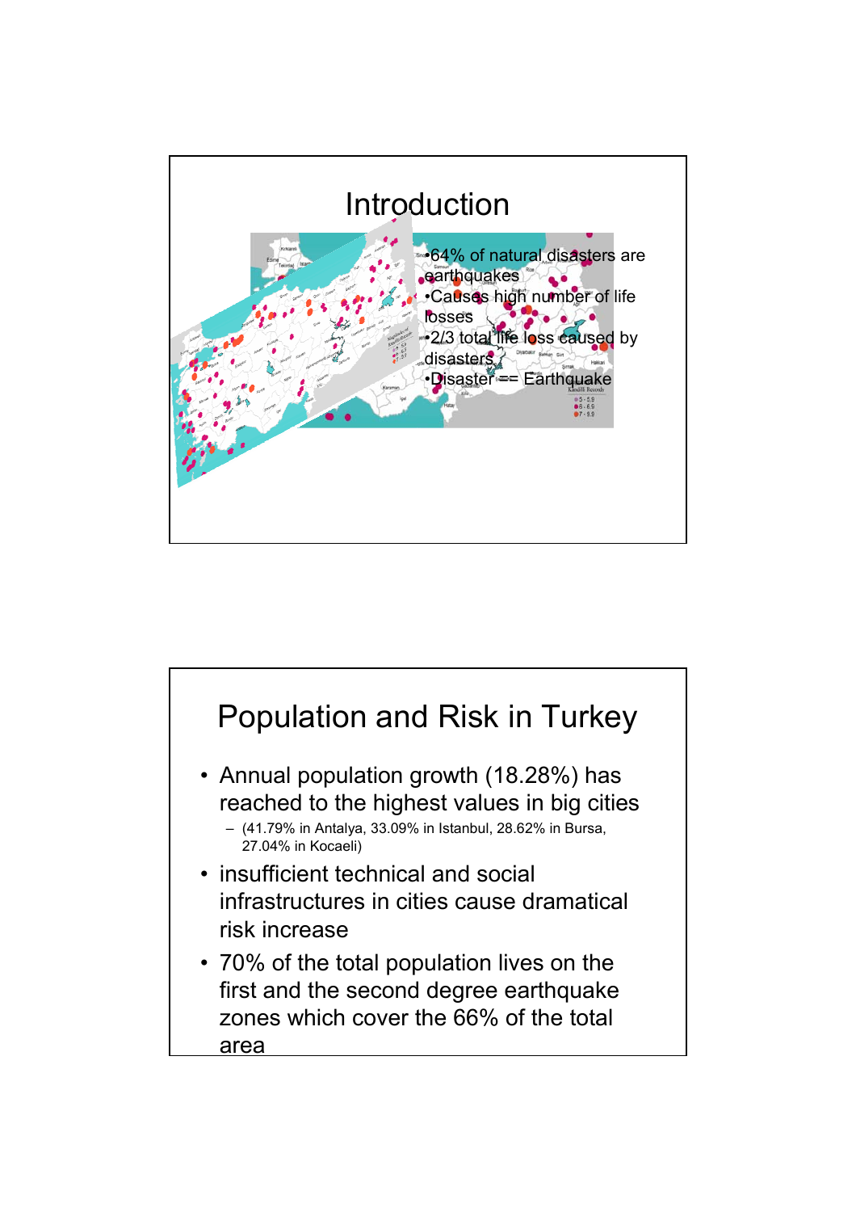# Introduction

- 64% of natural disasters are earthquakes
- Causes high number of life losses
- 2/3 total life loss caused by disasters
- Disaster == Earthquake

# Population and Risk in Turkey

- Annual population growth (18.28%) has reached to the highest values in big cities
  - (41.79% in Antalya, 33.09% in Istanbul, 28.62% in Bursa, 27.04% in Kocaeli)
- insufficient technical and social infrastructures in cities cause dramatical risk increase
- 70% of the total population lives on the first and the second degree earthquake zones which cover the 66% of the total area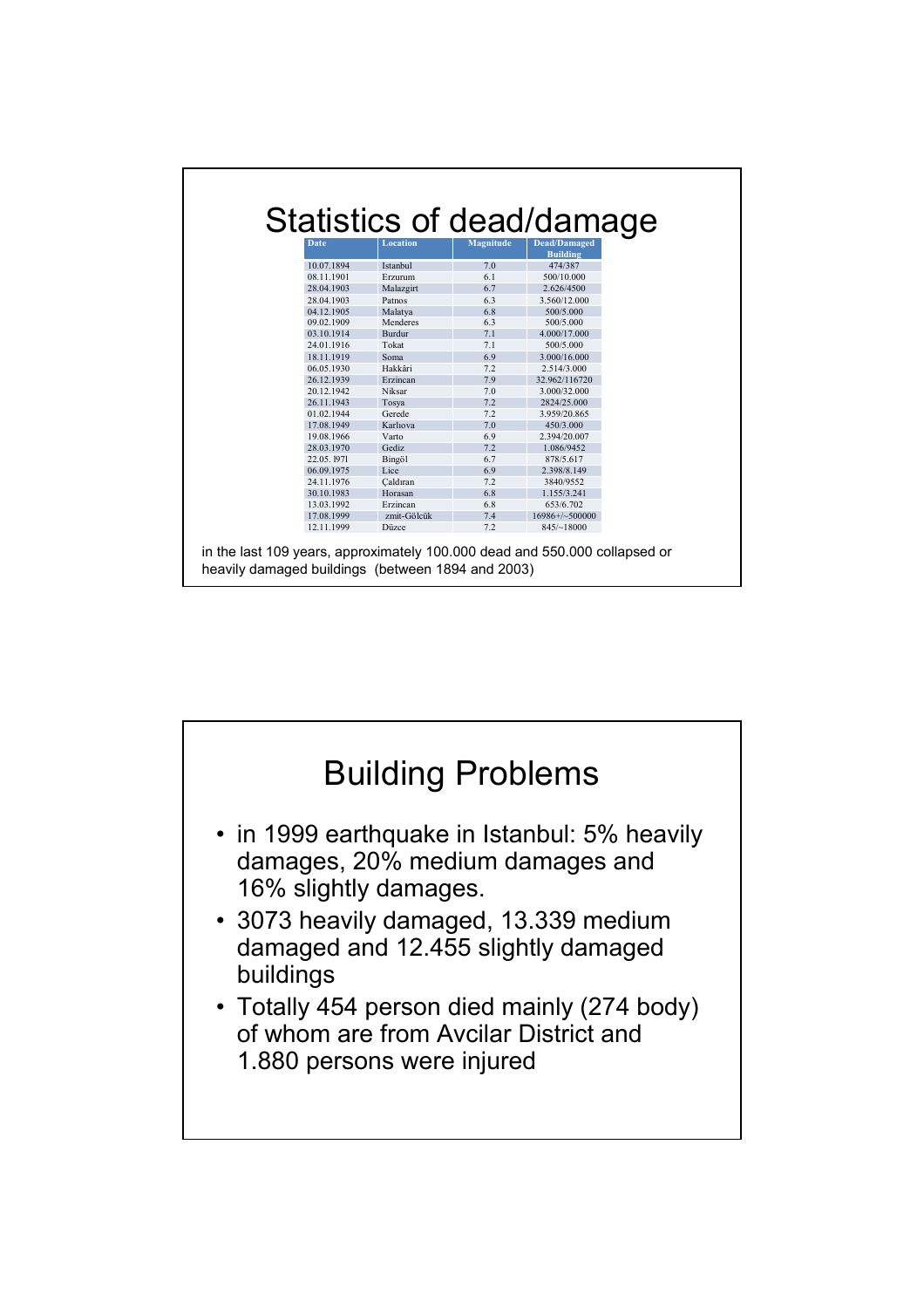# Statistics of dead/damage

| Date | Location | Magnitude | Dead/Damaged Building |
|---|---|---|---|
| 10.07.1894 | Istanbul | 7.0 | 474/387 |
| 08.11.1901 | Erzurum | 6.1 | 500/10.000 |
| 28.04.1903 | Malazgirt | 6.7 | 2.626/4500 |
| 28.04.1903 | Patnos | 6.3 | 3.560/12.000 |
| 04.12.1905 | Malatya | 6.8 | 500/5.000 |
| 09.02.1909 | Menderes | 6.3 | 500/5.000 |
| 03.10.1914 | Burdur | 7.1 | 4.000/17.000 |
| 24.01.1916 | Tokat | 7.1 | 500/5.000 |
| 18.11.1919 | Soma | 6.9 | 3.000/16.000 |
| 06.05.1930 | Hakkâri | 7.2 | 2.514/3.000 |
| 26.12.1939 | Erzincan | 7.9 | 32.962/116720 |
| 20.12.1942 | Niksar | 7.0 | 3.000/32.000 |
| 26.11.1943 | Tosya | 7.2 | 2824/25.000 |
| 01.02.1944 | Gerede | 7.2 | 3.959/20.865 |
| 17.08.1949 | Karlıova | 7.0 | 450/3.000 |
| 19.08.1966 | Varto | 6.9 | 2.394/20.007 |
| 28.03.1970 | Gediz | 7.2 | 1.086/9452 |
| 22.05. 1971 | Bingöl | 6.7 | 878/5.617 |
| 06.09.1975 | Lice | 6.9 | 2.398/8.149 |
| 24.11.1976 | Çaldıran | 7.2 | 3840/9552 |
| 30.10.1983 | Horasan | 6.8 | 1.155/3.241 |
| 13.03.1992 | Erzincan | 6.8 | 653/6.702 |
| 17.08.1999 | zmit-Gölcük | 7.4 | 16986+/~500000 |
| 12.11.1999 | Düzce | 7.2 | 845/~18000 |

in the last 109 years, approximately 100.000 dead and 550.000 collapsed or heavily damaged buildings (between 1894 and 2003)

# Building Problems

- in 1999 earthquake in Istanbul: 5% heavily damages, 20% medium damages and 16% slightly damages.
- 3073 heavily damaged, 13.339 medium damaged and 12.455 slightly damaged buildings
- Totally 454 person died mainly (274 body) of whom are from Avcilar District and 1.880 persons were injured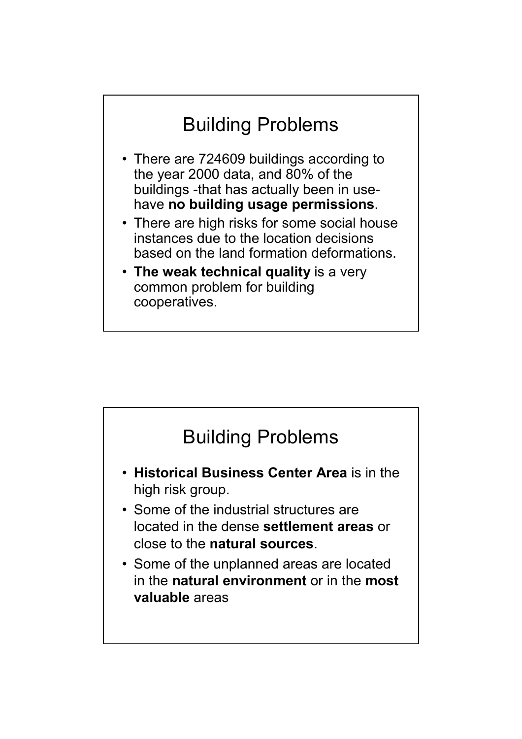## Building Problems

- There are 724609 buildings according to the year 2000 data, and 80% of the buildings -that has actually been in use- have **no building usage permissions**.
- There are high risks for some social house instances due to the location decisions based on the land formation deformations.
- **The weak technical quality** is a very common problem for building cooperatives.

## Building Problems

- **Historical Business Center Area** is in the high risk group.
- Some of the industrial structures are located in the dense **settlement areas** or close to the **natural sources**.
- Some of the unplanned areas are located in the **natural environment** or in the **most valuable** areas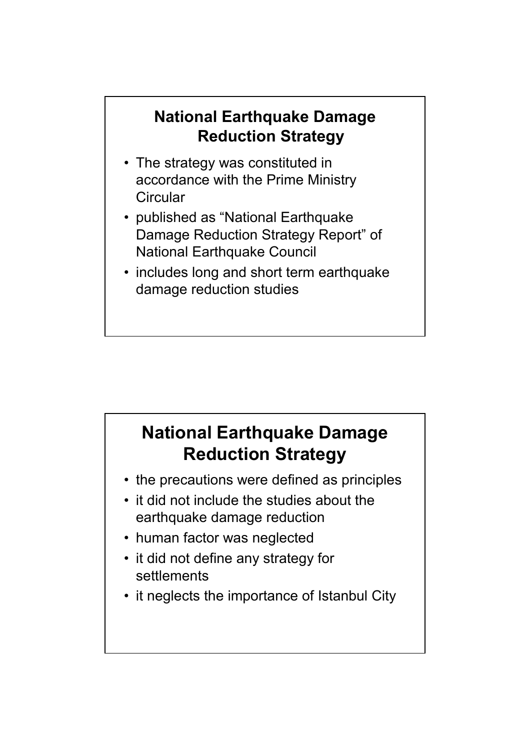## National Earthquake Damage Reduction Strategy

- The strategy was constituted in accordance with the Prime Ministry Circular
- published as "National Earthquake Damage Reduction Strategy Report" of National Earthquake Council
- includes long and short term earthquake damage reduction studies

## National Earthquake Damage Reduction Strategy

- the precautions were defined as principles
- it did not include the studies about the earthquake damage reduction
- human factor was neglected
- it did not define any strategy for settlements
- it neglects the importance of Istanbul City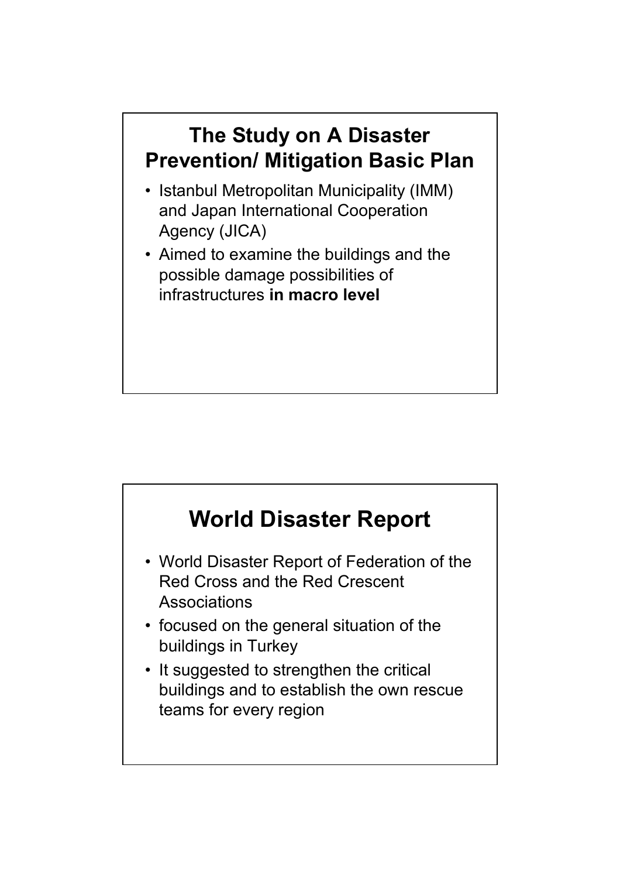## The Study on A Disaster Prevention/ Mitigation Basic Plan

- Istanbul Metropolitan Municipality (IMM) and Japan International Cooperation Agency (JICA)
- Aimed to examine the buildings and the possible damage possibilities of infrastructures **in macro level**

## World Disaster Report

- World Disaster Report of Federation of the Red Cross and the Red Crescent Associations
- focused on the general situation of the buildings in Turkey
- It suggested to strengthen the critical buildings and to establish the own rescue teams for every region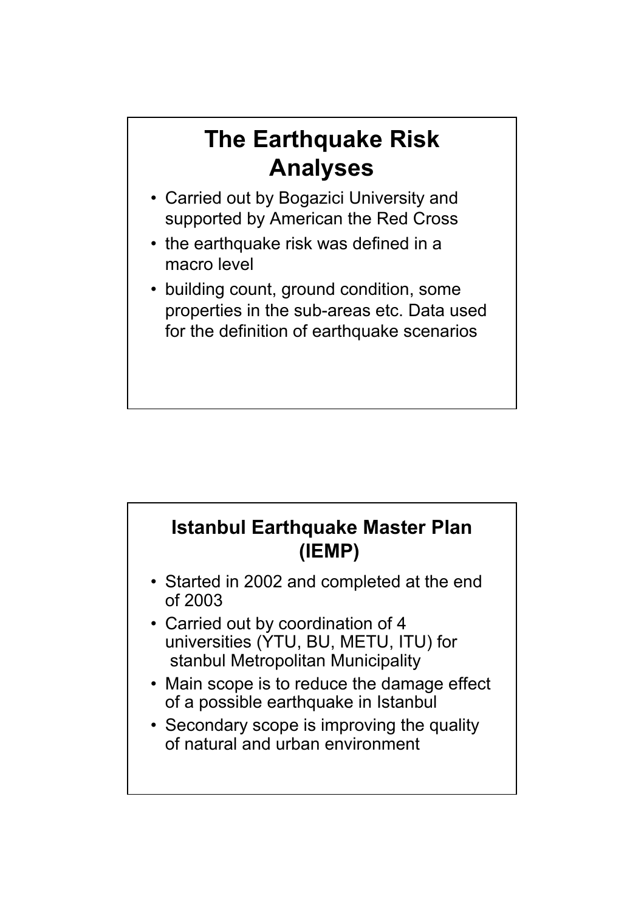## The Earthquake Risk Analyses

- Carried out by Bogazici University and supported by American the Red Cross
- the earthquake risk was defined in a macro level
- building count, ground condition, some properties in the sub-areas etc. Data used for the definition of earthquake scenarios

## Istanbul Earthquake Master Plan (IEMP)

- Started in 2002 and completed at the end of 2003
- Carried out by coordination of 4 universities (YTU, BU, METU, ITU) for stanbul Metropolitan Municipality
- Main scope is to reduce the damage effect of a possible earthquake in Istanbul
- Secondary scope is improving the quality of natural and urban environment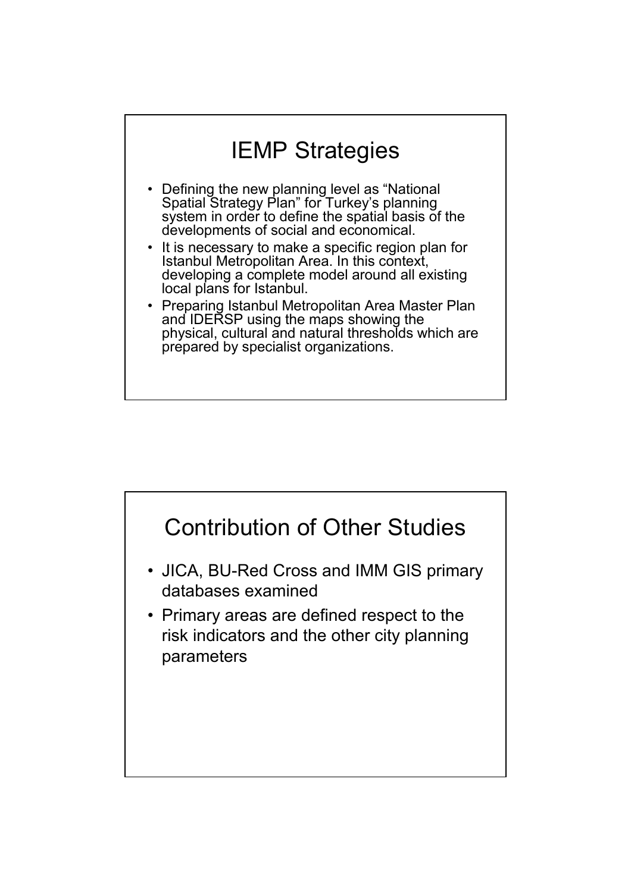# IEMP Strategies

- Defining the new planning level as "National Spatial Strategy Plan" for Turkey's planning system in order to define the spatial basis of the developments of social and economical.
- It is necessary to make a specific region plan for Istanbul Metropolitan Area. In this context, developing a complete model around all existing local plans for Istanbul.
- Preparing Istanbul Metropolitan Area Master Plan and IDERSP using the maps showing the physical, cultural and natural thresholds which are prepared by specialist organizations.

# Contribution of Other Studies

- JICA, BU-Red Cross and IMM GIS primary databases examined
- Primary areas are defined respect to the risk indicators and the other city planning parameters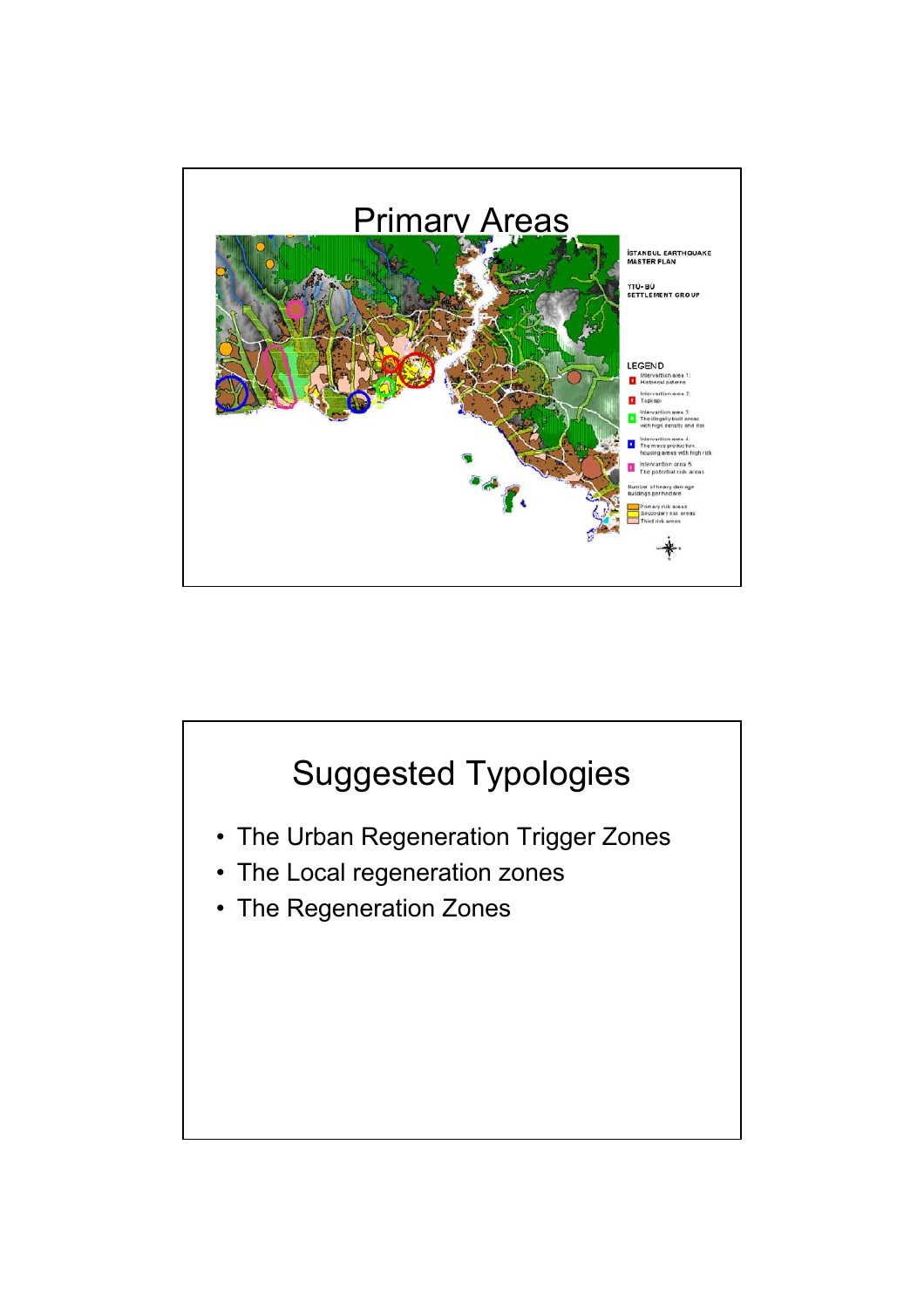# Primary Areas

İSTANBUL EARTHQUAKE MASTER PLAN

YTÜ-BÜ SETTLEMENT GROUP

LEGEND

- Intervention area 1: Historical paterns
- Intervention area 2: Topkapı
- Intervention area 3: The illegally built areas with high density and risk
- Intervention area 4: The mass production housing areas with high risk
- Intervention area 5: The potential risk areas

Number of heavy damage buildings per hectare

- Primary risk areas
- Secondary risk areas
- Third risk areas

# Suggested Typologies

- The Urban Regeneration Trigger Zones
- The Local regeneration zones
- The Regeneration Zones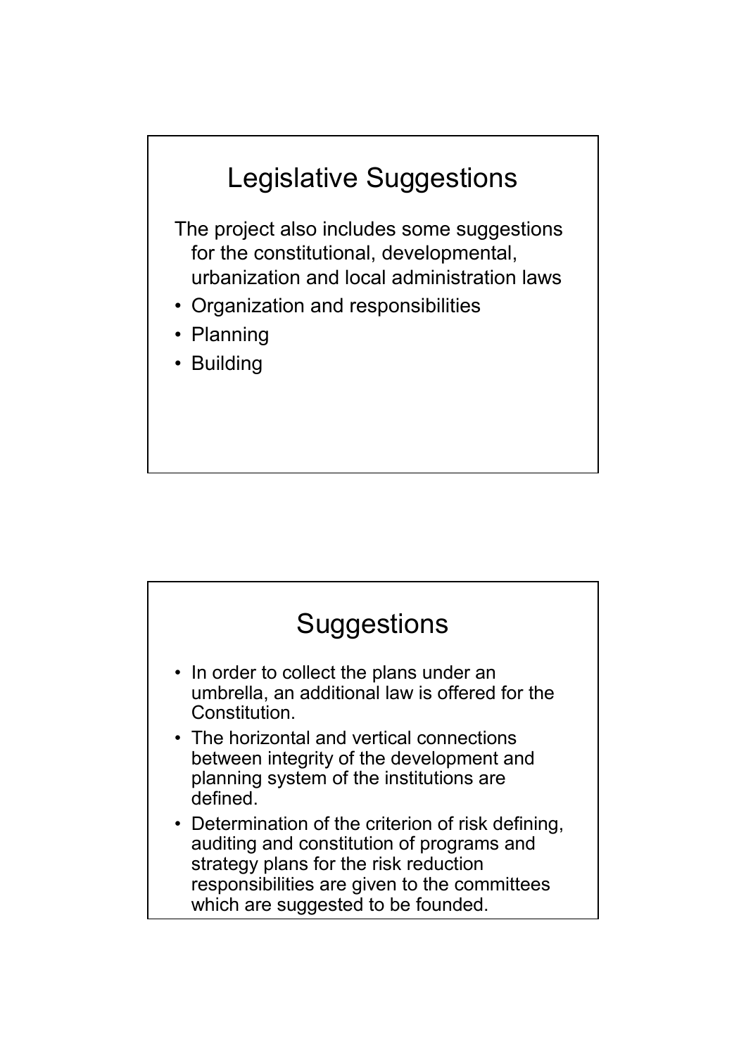## Legislative Suggestions

The project also includes some suggestions for the constitutional, developmental, urbanization and local administration laws

- Organization and responsibilities
- Planning
- Building

## Suggestions

- In order to collect the plans under an umbrella, an additional law is offered for the Constitution.
- The horizontal and vertical connections between integrity of the development and planning system of the institutions are defined.
- Determination of the criterion of risk defining, auditing and constitution of programs and strategy plans for the risk reduction responsibilities are given to the committees which are suggested to be founded.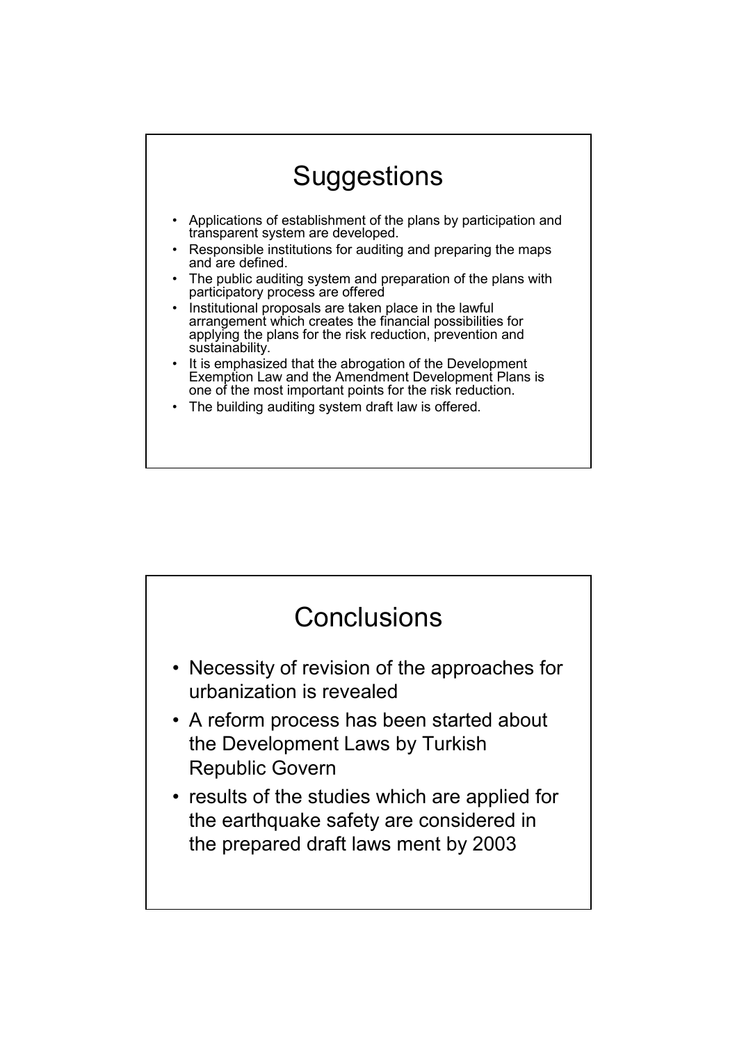# Suggestions

- Applications of establishment of the plans by participation and transparent system are developed.
- Responsible institutions for auditing and preparing the maps and are defined.
- The public auditing system and preparation of the plans with participatory process are offered
- Institutional proposals are taken place in the lawful arrangement which creates the financial possibilities for applying the plans for the risk reduction, prevention and sustainability.
- It is emphasized that the abrogation of the Development Exemption Law and the Amendment Development Plans is one of the most important points for the risk reduction.
- The building auditing system draft law is offered.

# Conclusions

- Necessity of revision of the approaches for urbanization is revealed
- A reform process has been started about the Development Laws by Turkish Republic Govern
- results of the studies which are applied for the earthquake safety are considered in the prepared draft laws ment by 2003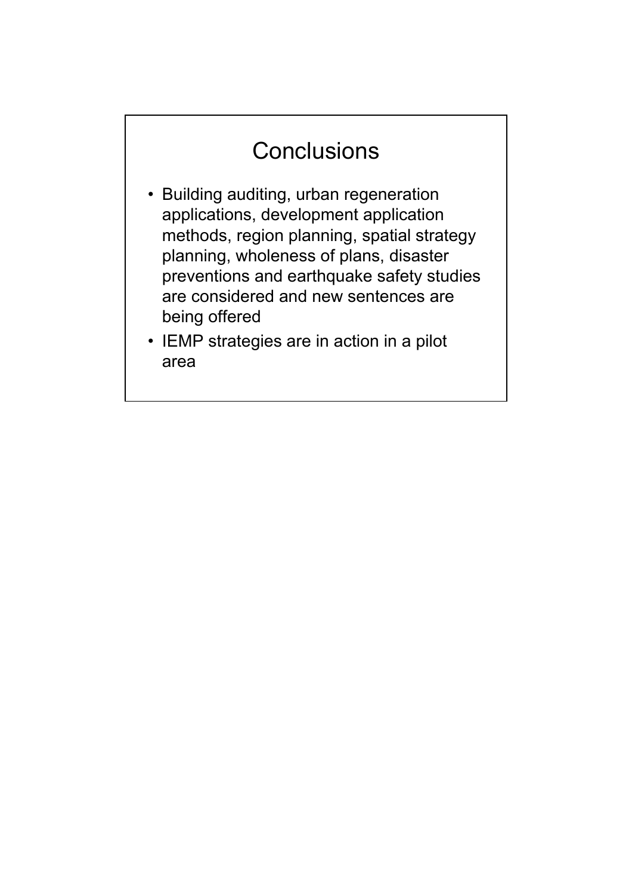# Conclusions

- Building auditing, urban regeneration applications, development application methods, region planning, spatial strategy planning, wholeness of plans, disaster preventions and earthquake safety studies are considered and new sentences are being offered
- IEMP strategies are in action in a pilot area